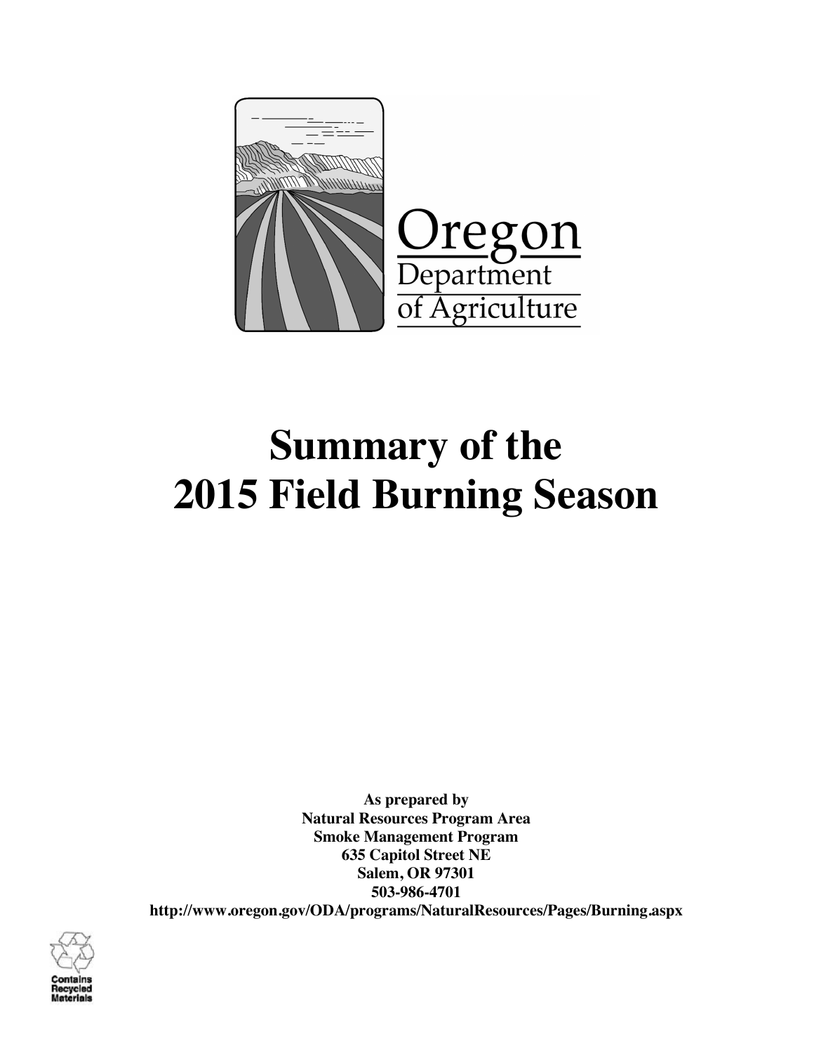Oregon Department of Agriculture

# Summary of the 2015 Field Burning Season

**As prepared by**
**Natural Resources Program Area**
**Smoke Management Program**
**635 Capitol Street NE**
**Salem, OR 97301**
**503-986-4701**
**http://www.oregon.gov/ODA/programs/NaturalResources/Pages/Burning.aspx**

Contains Recycled Materials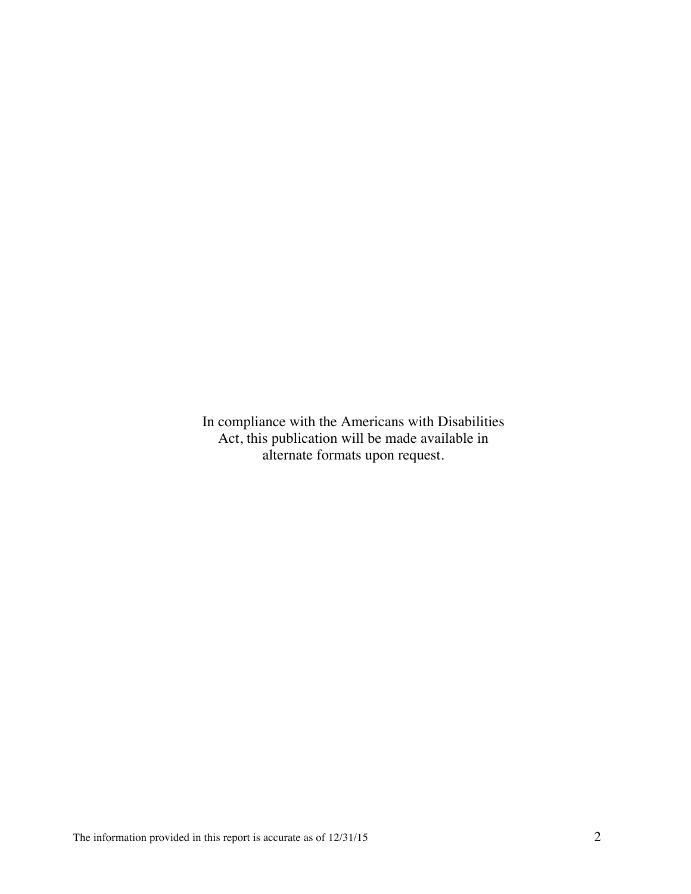In compliance with the Americans with Disabilities Act, this publication will be made available in alternate formats upon request.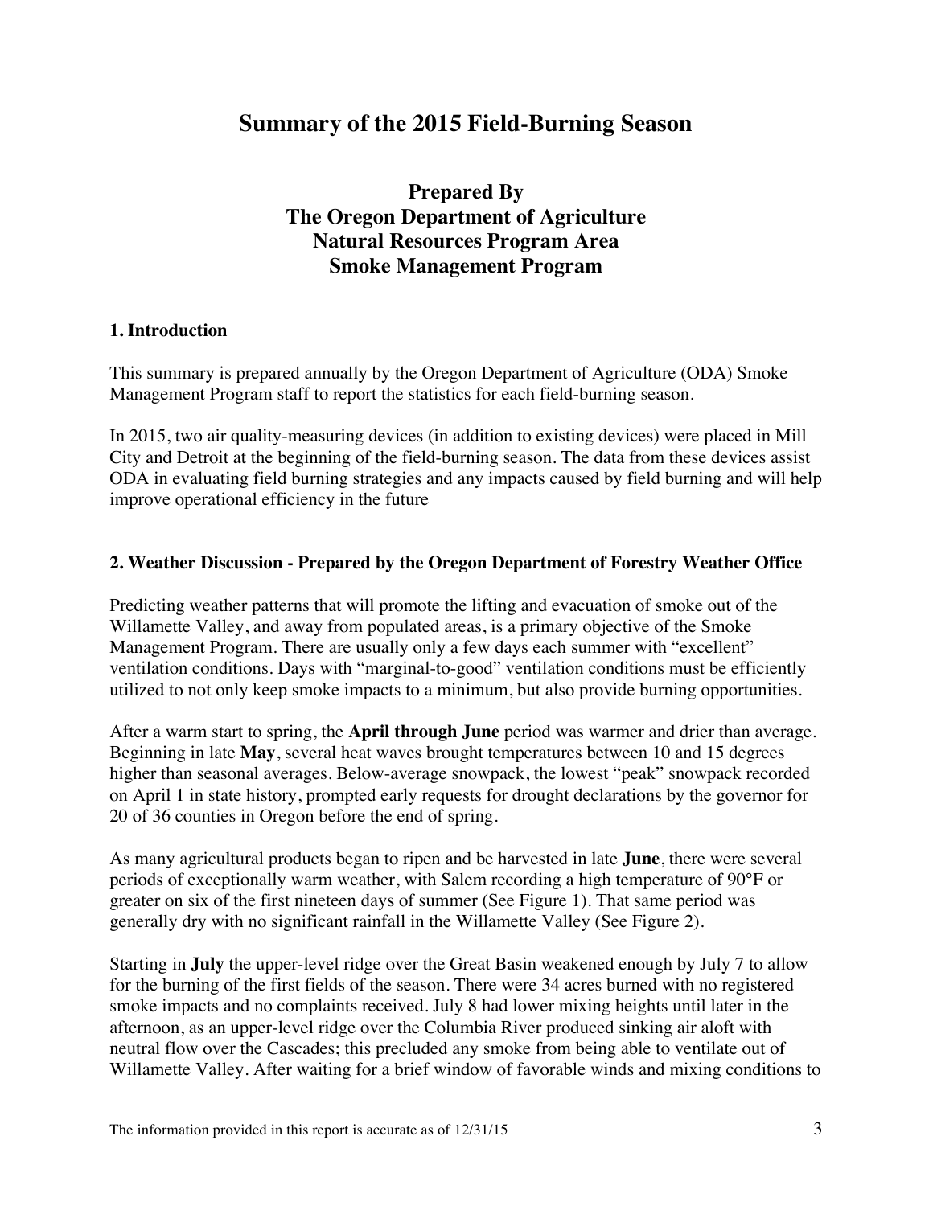# Summary of the 2015 Field-Burning Season

## Prepared By
## The Oregon Department of Agriculture
## Natural Resources Program Area
## Smoke Management Program

### 1. Introduction

This summary is prepared annually by the Oregon Department of Agriculture (ODA) Smoke Management Program staff to report the statistics for each field-burning season.

In 2015, two air quality-measuring devices (in addition to existing devices) were placed in Mill City and Detroit at the beginning of the field-burning season. The data from these devices assist ODA in evaluating field burning strategies and any impacts caused by field burning and will help improve operational efficiency in the future

### 2. Weather Discussion - Prepared by the Oregon Department of Forestry Weather Office

Predicting weather patterns that will promote the lifting and evacuation of smoke out of the Willamette Valley, and away from populated areas, is a primary objective of the Smoke Management Program. There are usually only a few days each summer with "excellent" ventilation conditions. Days with "marginal-to-good" ventilation conditions must be efficiently utilized to not only keep smoke impacts to a minimum, but also provide burning opportunities.

After a warm start to spring, the **April through June** period was warmer and drier than average. Beginning in late **May**, several heat waves brought temperatures between 10 and 15 degrees higher than seasonal averages. Below-average snowpack, the lowest "peak" snowpack recorded on April 1 in state history, prompted early requests for drought declarations by the governor for 20 of 36 counties in Oregon before the end of spring.

As many agricultural products began to ripen and be harvested in late **June**, there were several periods of exceptionally warm weather, with Salem recording a high temperature of 90°F or greater on six of the first nineteen days of summer (See Figure 1). That same period was generally dry with no significant rainfall in the Willamette Valley (See Figure 2).

Starting in **July** the upper-level ridge over the Great Basin weakened enough by July 7 to allow for the burning of the first fields of the season. There were 34 acres burned with no registered smoke impacts and no complaints received. July 8 had lower mixing heights until later in the afternoon, as an upper-level ridge over the Columbia River produced sinking air aloft with neutral flow over the Cascades; this precluded any smoke from being able to ventilate out of Willamette Valley. After waiting for a brief window of favorable winds and mixing conditions to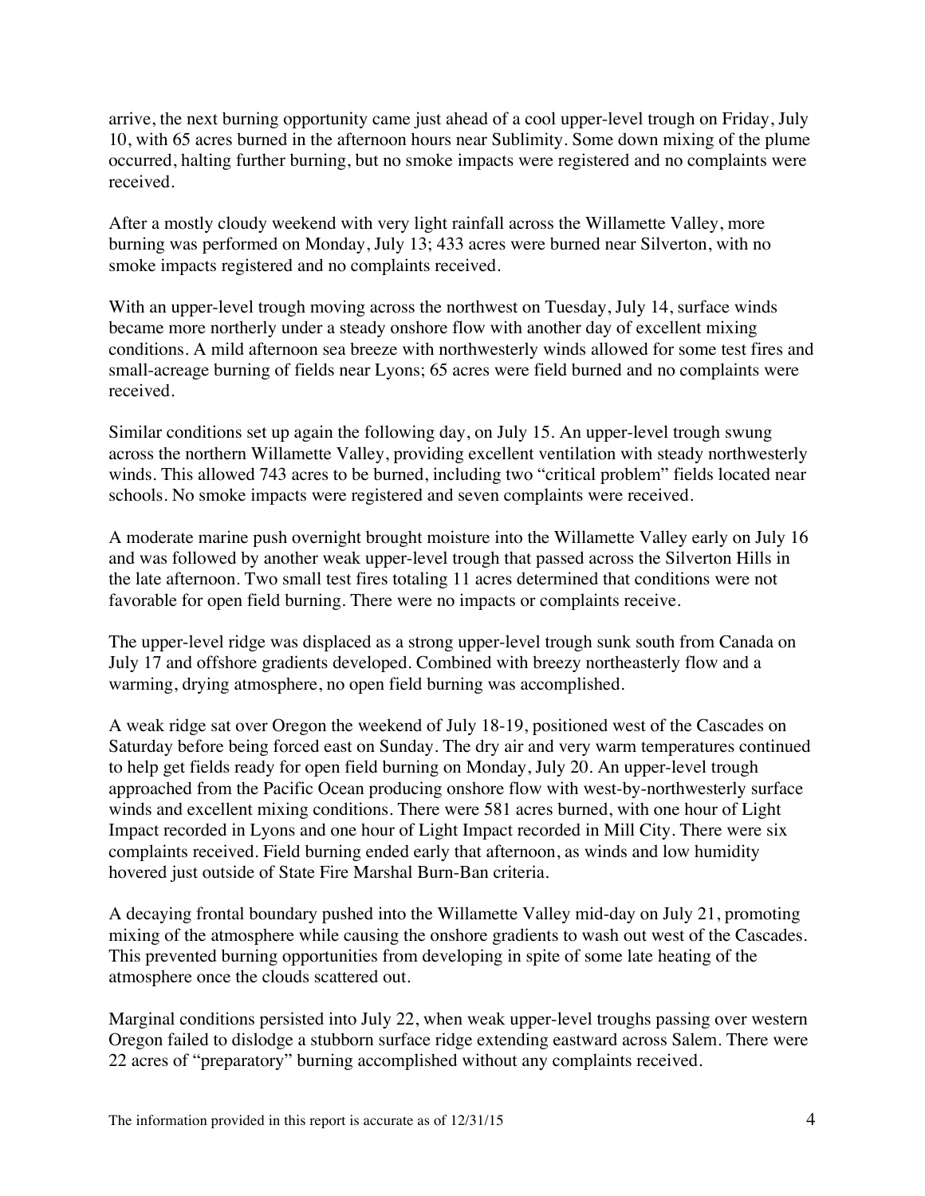arrive, the next burning opportunity came just ahead of a cool upper-level trough on Friday, July 10, with 65 acres burned in the afternoon hours near Sublimity. Some down mixing of the plume occurred, halting further burning, but no smoke impacts were registered and no complaints were received.

After a mostly cloudy weekend with very light rainfall across the Willamette Valley, more burning was performed on Monday, July 13; 433 acres were burned near Silverton, with no smoke impacts registered and no complaints received.

With an upper-level trough moving across the northwest on Tuesday, July 14, surface winds became more northerly under a steady onshore flow with another day of excellent mixing conditions. A mild afternoon sea breeze with northwesterly winds allowed for some test fires and small-acreage burning of fields near Lyons; 65 acres were field burned and no complaints were received.

Similar conditions set up again the following day, on July 15. An upper-level trough swung across the northern Willamette Valley, providing excellent ventilation with steady northwesterly winds. This allowed 743 acres to be burned, including two "critical problem" fields located near schools. No smoke impacts were registered and seven complaints were received.

A moderate marine push overnight brought moisture into the Willamette Valley early on July 16 and was followed by another weak upper-level trough that passed across the Silverton Hills in the late afternoon. Two small test fires totaling 11 acres determined that conditions were not favorable for open field burning. There were no impacts or complaints receive.

The upper-level ridge was displaced as a strong upper-level trough sunk south from Canada on July 17 and offshore gradients developed. Combined with breezy northeasterly flow and a warming, drying atmosphere, no open field burning was accomplished.

A weak ridge sat over Oregon the weekend of July 18-19, positioned west of the Cascades on Saturday before being forced east on Sunday. The dry air and very warm temperatures continued to help get fields ready for open field burning on Monday, July 20. An upper-level trough approached from the Pacific Ocean producing onshore flow with west-by-northwesterly surface winds and excellent mixing conditions. There were 581 acres burned, with one hour of Light Impact recorded in Lyons and one hour of Light Impact recorded in Mill City. There were six complaints received. Field burning ended early that afternoon, as winds and low humidity hovered just outside of State Fire Marshal Burn-Ban criteria.

A decaying frontal boundary pushed into the Willamette Valley mid-day on July 21, promoting mixing of the atmosphere while causing the onshore gradients to wash out west of the Cascades. This prevented burning opportunities from developing in spite of some late heating of the atmosphere once the clouds scattered out.

Marginal conditions persisted into July 22, when weak upper-level troughs passing over western Oregon failed to dislodge a stubborn surface ridge extending eastward across Salem. There were 22 acres of "preparatory" burning accomplished without any complaints received.

The information provided in this report is accurate as of 12/31/15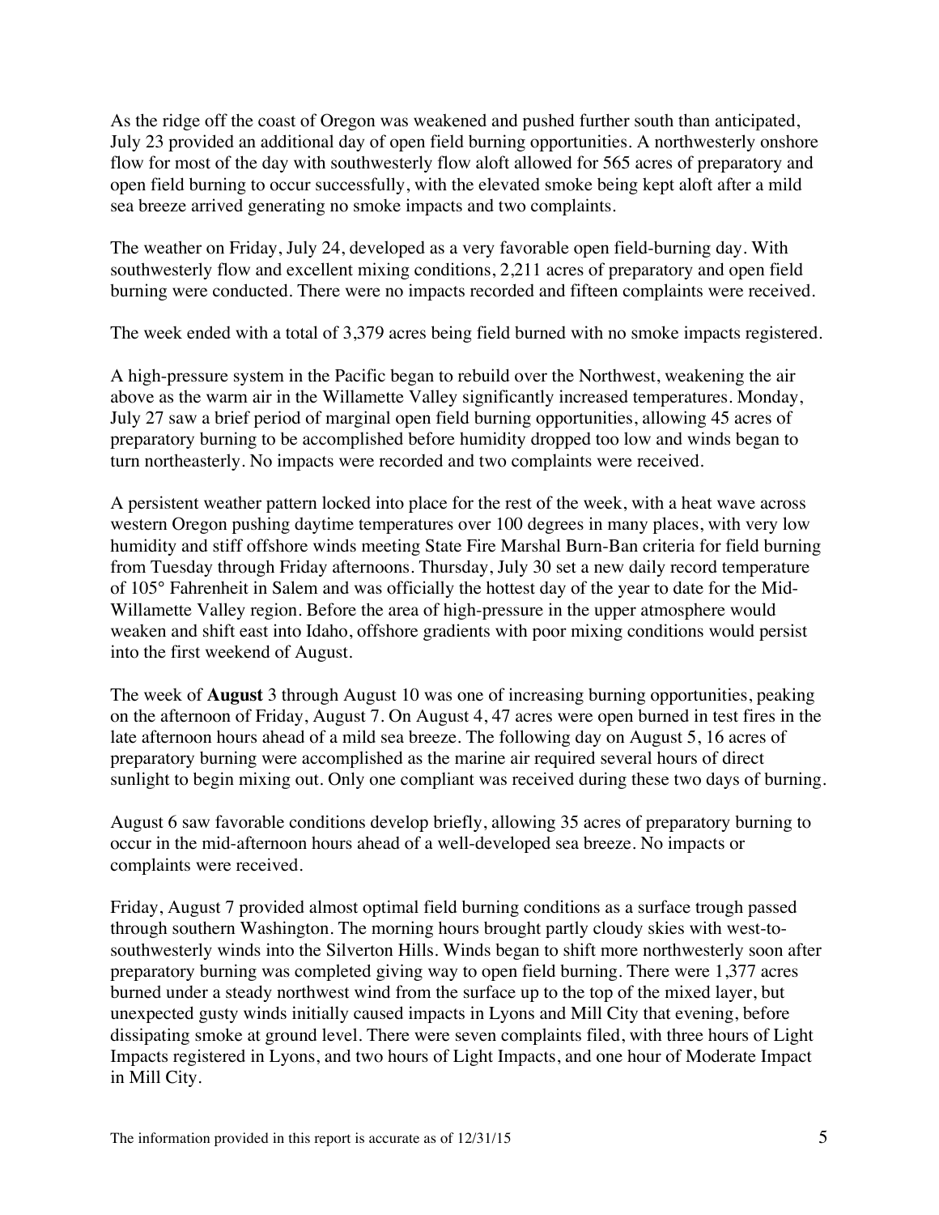As the ridge off the coast of Oregon was weakened and pushed further south than anticipated, July 23 provided an additional day of open field burning opportunities. A northwesterly onshore flow for most of the day with southwesterly flow aloft allowed for 565 acres of preparatory and open field burning to occur successfully, with the elevated smoke being kept aloft after a mild sea breeze arrived generating no smoke impacts and two complaints.

The weather on Friday, July 24, developed as a very favorable open field-burning day. With southwesterly flow and excellent mixing conditions, 2,211 acres of preparatory and open field burning were conducted. There were no impacts recorded and fifteen complaints were received.

The week ended with a total of 3,379 acres being field burned with no smoke impacts registered.

A high-pressure system in the Pacific began to rebuild over the Northwest, weakening the air above as the warm air in the Willamette Valley significantly increased temperatures. Monday, July 27 saw a brief period of marginal open field burning opportunities, allowing 45 acres of preparatory burning to be accomplished before humidity dropped too low and winds began to turn northeasterly. No impacts were recorded and two complaints were received.

A persistent weather pattern locked into place for the rest of the week, with a heat wave across western Oregon pushing daytime temperatures over 100 degrees in many places, with very low humidity and stiff offshore winds meeting State Fire Marshal Burn-Ban criteria for field burning from Tuesday through Friday afternoons. Thursday, July 30 set a new daily record temperature of 105° Fahrenheit in Salem and was officially the hottest day of the year to date for the Mid-Willamette Valley region. Before the area of high-pressure in the upper atmosphere would weaken and shift east into Idaho, offshore gradients with poor mixing conditions would persist into the first weekend of August.

The week of **August** 3 through August 10 was one of increasing burning opportunities, peaking on the afternoon of Friday, August 7. On August 4, 47 acres were open burned in test fires in the late afternoon hours ahead of a mild sea breeze. The following day on August 5, 16 acres of preparatory burning were accomplished as the marine air required several hours of direct sunlight to begin mixing out. Only one compliant was received during these two days of burning.

August 6 saw favorable conditions develop briefly, allowing 35 acres of preparatory burning to occur in the mid-afternoon hours ahead of a well-developed sea breeze. No impacts or complaints were received.

Friday, August 7 provided almost optimal field burning conditions as a surface trough passed through southern Washington. The morning hours brought partly cloudy skies with west-to-southwesterly winds into the Silverton Hills. Winds began to shift more northwesterly soon after preparatory burning was completed giving way to open field burning. There were 1,377 acres burned under a steady northwest wind from the surface up to the top of the mixed layer, but unexpected gusty winds initially caused impacts in Lyons and Mill City that evening, before dissipating smoke at ground level. There were seven complaints filed, with three hours of Light Impacts registered in Lyons, and two hours of Light Impacts, and one hour of Moderate Impact in Mill City.

The information provided in this report is accurate as of 12/31/15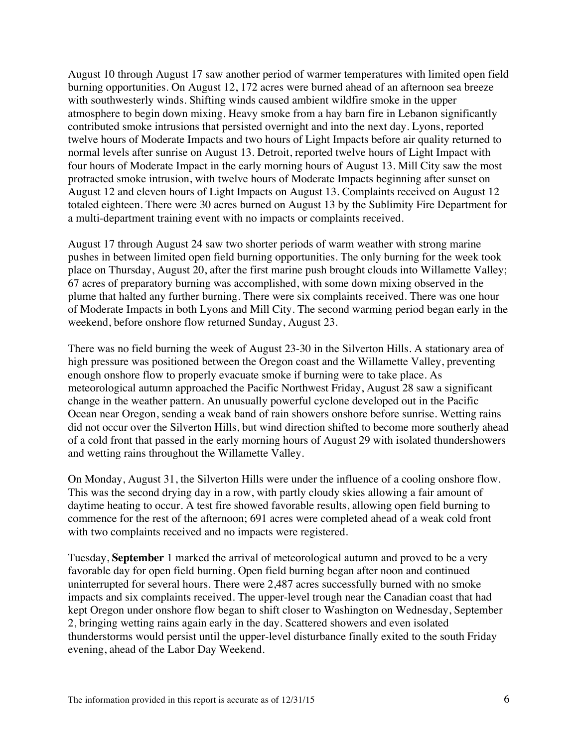August 10 through August 17 saw another period of warmer temperatures with limited open field burning opportunities. On August 12, 172 acres were burned ahead of an afternoon sea breeze with southwesterly winds. Shifting winds caused ambient wildfire smoke in the upper atmosphere to begin down mixing. Heavy smoke from a hay barn fire in Lebanon significantly contributed smoke intrusions that persisted overnight and into the next day. Lyons, reported twelve hours of Moderate Impacts and two hours of Light Impacts before air quality returned to normal levels after sunrise on August 13. Detroit, reported twelve hours of Light Impact with four hours of Moderate Impact in the early morning hours of August 13. Mill City saw the most protracted smoke intrusion, with twelve hours of Moderate Impacts beginning after sunset on August 12 and eleven hours of Light Impacts on August 13. Complaints received on August 12 totaled eighteen. There were 30 acres burned on August 13 by the Sublimity Fire Department for a multi-department training event with no impacts or complaints received.

August 17 through August 24 saw two shorter periods of warm weather with strong marine pushes in between limited open field burning opportunities. The only burning for the week took place on Thursday, August 20, after the first marine push brought clouds into Willamette Valley; 67 acres of preparatory burning was accomplished, with some down mixing observed in the plume that halted any further burning. There were six complaints received. There was one hour of Moderate Impacts in both Lyons and Mill City. The second warming period began early in the weekend, before onshore flow returned Sunday, August 23.

There was no field burning the week of August 23-30 in the Silverton Hills. A stationary area of high pressure was positioned between the Oregon coast and the Willamette Valley, preventing enough onshore flow to properly evacuate smoke if burning were to take place. As meteorological autumn approached the Pacific Northwest Friday, August 28 saw a significant change in the weather pattern. An unusually powerful cyclone developed out in the Pacific Ocean near Oregon, sending a weak band of rain showers onshore before sunrise. Wetting rains did not occur over the Silverton Hills, but wind direction shifted to become more southerly ahead of a cold front that passed in the early morning hours of August 29 with isolated thundershowers and wetting rains throughout the Willamette Valley.

On Monday, August 31, the Silverton Hills were under the influence of a cooling onshore flow. This was the second drying day in a row, with partly cloudy skies allowing a fair amount of daytime heating to occur. A test fire showed favorable results, allowing open field burning to commence for the rest of the afternoon; 691 acres were completed ahead of a weak cold front with two complaints received and no impacts were registered.

Tuesday, **September** 1 marked the arrival of meteorological autumn and proved to be a very favorable day for open field burning. Open field burning began after noon and continued uninterrupted for several hours. There were 2,487 acres successfully burned with no smoke impacts and six complaints received. The upper-level trough near the Canadian coast that had kept Oregon under onshore flow began to shift closer to Washington on Wednesday, September 2, bringing wetting rains again early in the day. Scattered showers and even isolated thunderstorms would persist until the upper-level disturbance finally exited to the south Friday evening, ahead of the Labor Day Weekend.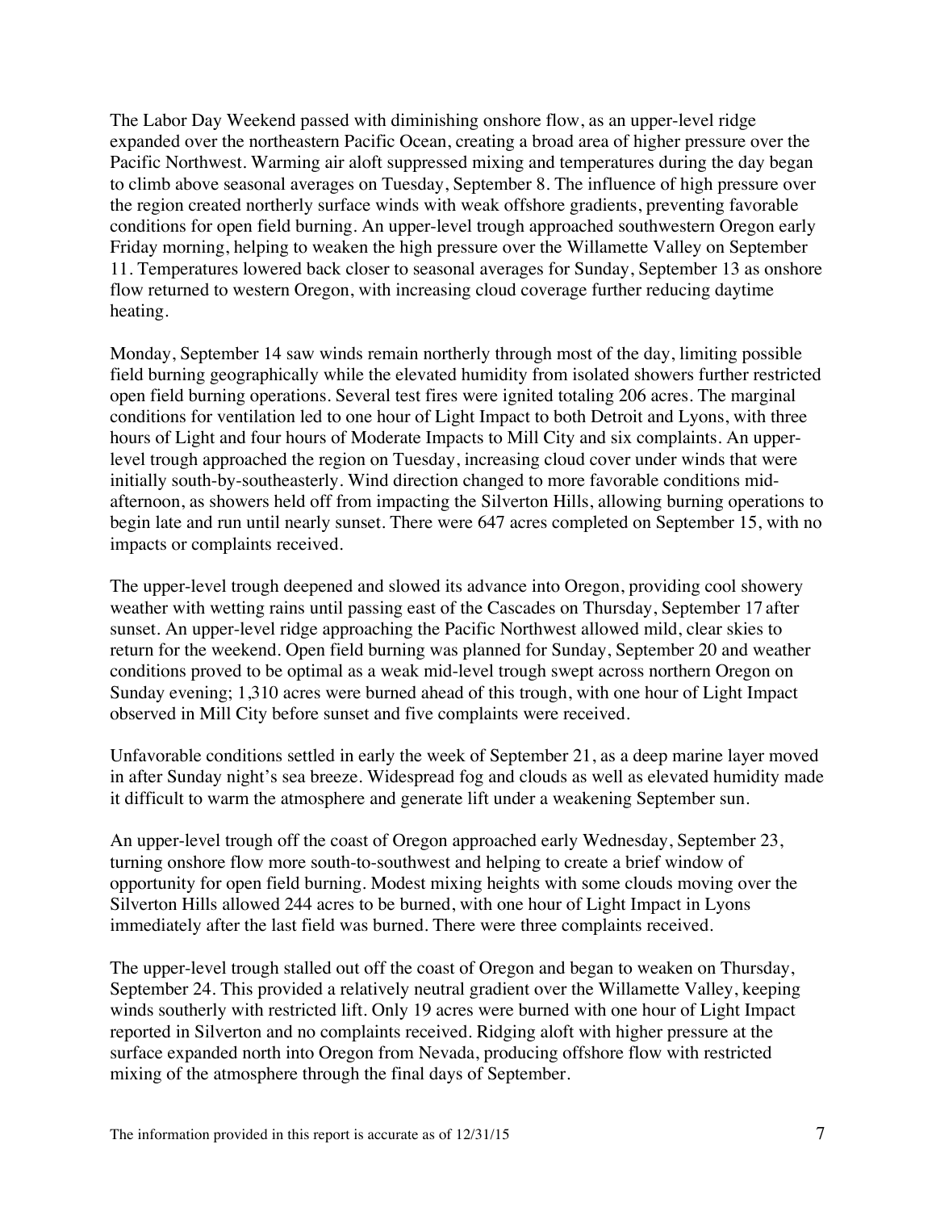The Labor Day Weekend passed with diminishing onshore flow, as an upper-level ridge expanded over the northeastern Pacific Ocean, creating a broad area of higher pressure over the Pacific Northwest. Warming air aloft suppressed mixing and temperatures during the day began to climb above seasonal averages on Tuesday, September 8. The influence of high pressure over the region created northerly surface winds with weak offshore gradients, preventing favorable conditions for open field burning. An upper-level trough approached southwestern Oregon early Friday morning, helping to weaken the high pressure over the Willamette Valley on September 11. Temperatures lowered back closer to seasonal averages for Sunday, September 13 as onshore flow returned to western Oregon, with increasing cloud coverage further reducing daytime heating.

Monday, September 14 saw winds remain northerly through most of the day, limiting possible field burning geographically while the elevated humidity from isolated showers further restricted open field burning operations. Several test fires were ignited totaling 206 acres. The marginal conditions for ventilation led to one hour of Light Impact to both Detroit and Lyons, with three hours of Light and four hours of Moderate Impacts to Mill City and six complaints. An upper-level trough approached the region on Tuesday, increasing cloud cover under winds that were initially south-by-southeasterly. Wind direction changed to more favorable conditions mid-afternoon, as showers held off from impacting the Silverton Hills, allowing burning operations to begin late and run until nearly sunset. There were 647 acres completed on September 15, with no impacts or complaints received.

The upper-level trough deepened and slowed its advance into Oregon, providing cool showery weather with wetting rains until passing east of the Cascades on Thursday, September 17 after sunset. An upper-level ridge approaching the Pacific Northwest allowed mild, clear skies to return for the weekend. Open field burning was planned for Sunday, September 20 and weather conditions proved to be optimal as a weak mid-level trough swept across northern Oregon on Sunday evening; 1,310 acres were burned ahead of this trough, with one hour of Light Impact observed in Mill City before sunset and five complaints were received.

Unfavorable conditions settled in early the week of September 21, as a deep marine layer moved in after Sunday night's sea breeze. Widespread fog and clouds as well as elevated humidity made it difficult to warm the atmosphere and generate lift under a weakening September sun.

An upper-level trough off the coast of Oregon approached early Wednesday, September 23, turning onshore flow more south-to-southwest and helping to create a brief window of opportunity for open field burning. Modest mixing heights with some clouds moving over the Silverton Hills allowed 244 acres to be burned, with one hour of Light Impact in Lyons immediately after the last field was burned. There were three complaints received.

The upper-level trough stalled out off the coast of Oregon and began to weaken on Thursday, September 24. This provided a relatively neutral gradient over the Willamette Valley, keeping winds southerly with restricted lift. Only 19 acres were burned with one hour of Light Impact reported in Silverton and no complaints received. Ridging aloft with higher pressure at the surface expanded north into Oregon from Nevada, producing offshore flow with restricted mixing of the atmosphere through the final days of September.

The information provided in this report is accurate as of 12/31/15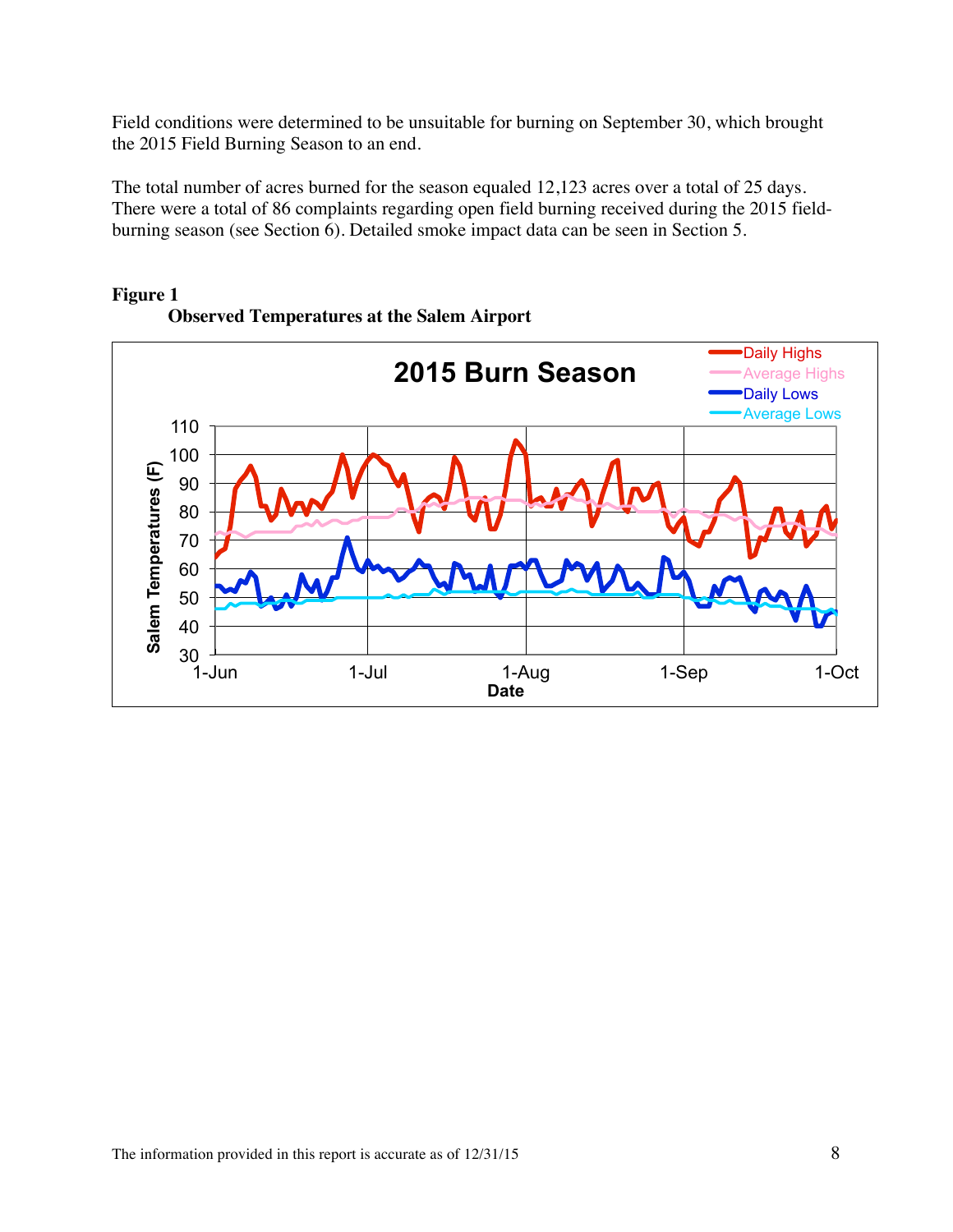Field conditions were determined to be unsuitable for burning on September 30, which brought the 2015 Field Burning Season to an end.

The total number of acres burned for the season equaled 12,123 acres over a total of 25 days. There were a total of 86 complaints regarding open field burning received during the 2015 field-burning season (see Section 6). Detailed smoke impact data can be seen in Section 5.

**Figure 1**

**Observed Temperatures at the Salem Airport**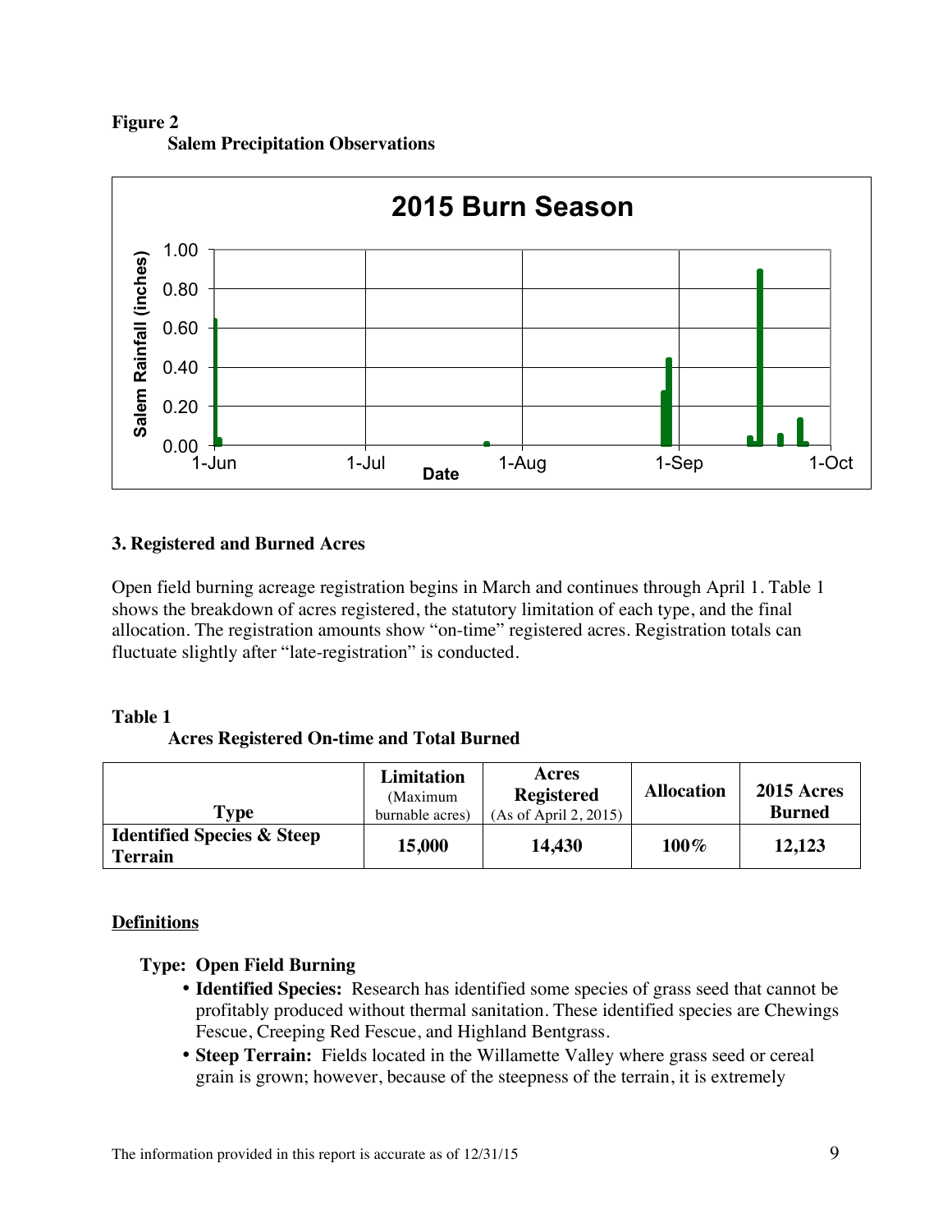**Figure 2**
**Salem Precipitation Observations**

**3. Registered and Burned Acres**

Open field burning acreage registration begins in March and continues through April 1. Table 1 shows the breakdown of acres registered, the statutory limitation of each type, and the final allocation. The registration amounts show "on-time" registered acres. Registration totals can fluctuate slightly after "late-registration" is conducted.

**Table 1**
**Acres Registered On-time and Total Burned**

| Type | Limitation (Maximum burnable acres) | Acres Registered (As of April 2, 2015) | Allocation | 2015 Acres Burned |
|---|---|---|---|---|
| **Identified Species & Steep Terrain** | **15,000** | **14,430** | **100%** | **12,123** |

<u>**Definitions**</u>

**Type: Open Field Burning**

- **Identified Species:** Research has identified some species of grass seed that cannot be profitably produced without thermal sanitation. These identified species are Chewings Fescue, Creeping Red Fescue, and Highland Bentgrass.
- **Steep Terrain:** Fields located in the Willamette Valley where grass seed or cereal grain is grown; however, because of the steepness of the terrain, it is extremely

The information provided in this report is accurate as of 12/31/15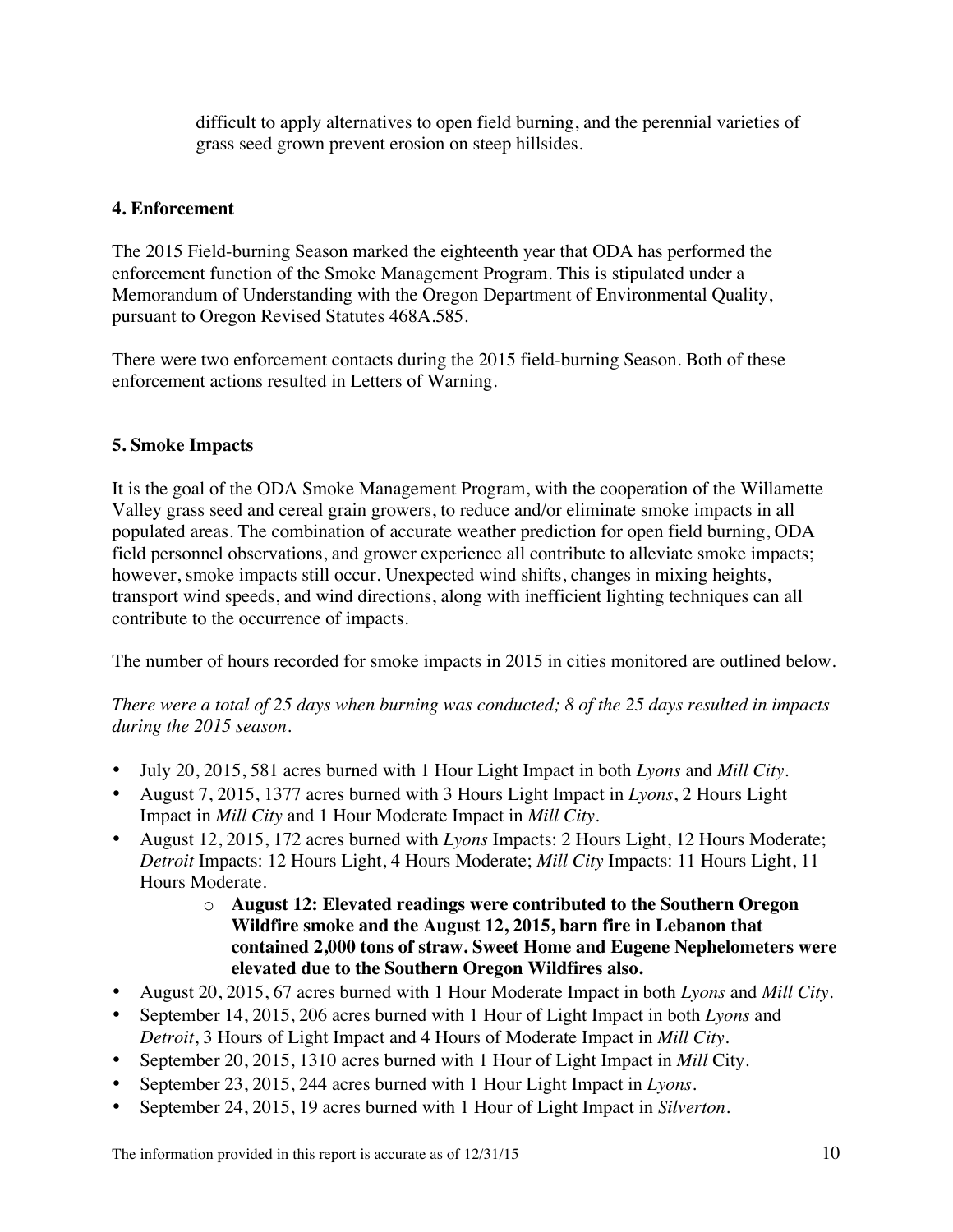difficult to apply alternatives to open field burning, and the perennial varieties of grass seed grown prevent erosion on steep hillsides.

### 4. Enforcement

The 2015 Field-burning Season marked the eighteenth year that ODA has performed the enforcement function of the Smoke Management Program. This is stipulated under a Memorandum of Understanding with the Oregon Department of Environmental Quality, pursuant to Oregon Revised Statutes 468A.585.

There were two enforcement contacts during the 2015 field-burning Season. Both of these enforcement actions resulted in Letters of Warning.

### 5. Smoke Impacts

It is the goal of the ODA Smoke Management Program, with the cooperation of the Willamette Valley grass seed and cereal grain growers, to reduce and/or eliminate smoke impacts in all populated areas. The combination of accurate weather prediction for open field burning, ODA field personnel observations, and grower experience all contribute to alleviate smoke impacts; however, smoke impacts still occur. Unexpected wind shifts, changes in mixing heights, transport wind speeds, and wind directions, along with inefficient lighting techniques can all contribute to the occurrence of impacts.

The number of hours recorded for smoke impacts in 2015 in cities monitored are outlined below.

*There were a total of 25 days when burning was conducted; 8 of the 25 days resulted in impacts during the 2015 season.*

- July 20, 2015, 581 acres burned with 1 Hour Light Impact in both *Lyons* and *Mill City*.
- August 7, 2015, 1377 acres burned with 3 Hours Light Impact in *Lyons*, 2 Hours Light Impact in *Mill City* and 1 Hour Moderate Impact in *Mill City*.
- August 12, 2015, 172 acres burned with *Lyons* Impacts: 2 Hours Light, 12 Hours Moderate; *Detroit* Impacts: 12 Hours Light, 4 Hours Moderate; *Mill City* Impacts: 11 Hours Light, 11 Hours Moderate.
    - **August 12: Elevated readings were contributed to the Southern Oregon Wildfire smoke and the August 12, 2015, barn fire in Lebanon that contained 2,000 tons of straw. Sweet Home and Eugene Nephelometers were elevated due to the Southern Oregon Wildfires also.**
- August 20, 2015, 67 acres burned with 1 Hour Moderate Impact in both *Lyons* and *Mill City*.
- September 14, 2015, 206 acres burned with 1 Hour of Light Impact in both *Lyons* and *Detroit*, 3 Hours of Light Impact and 4 Hours of Moderate Impact in *Mill City*.
- September 20, 2015, 1310 acres burned with 1 Hour of Light Impact in *Mill* City.
- September 23, 2015, 244 acres burned with 1 Hour Light Impact in *Lyons*.
- September 24, 2015, 19 acres burned with 1 Hour of Light Impact in *Silverton*.

The information provided in this report is accurate as of 12/31/15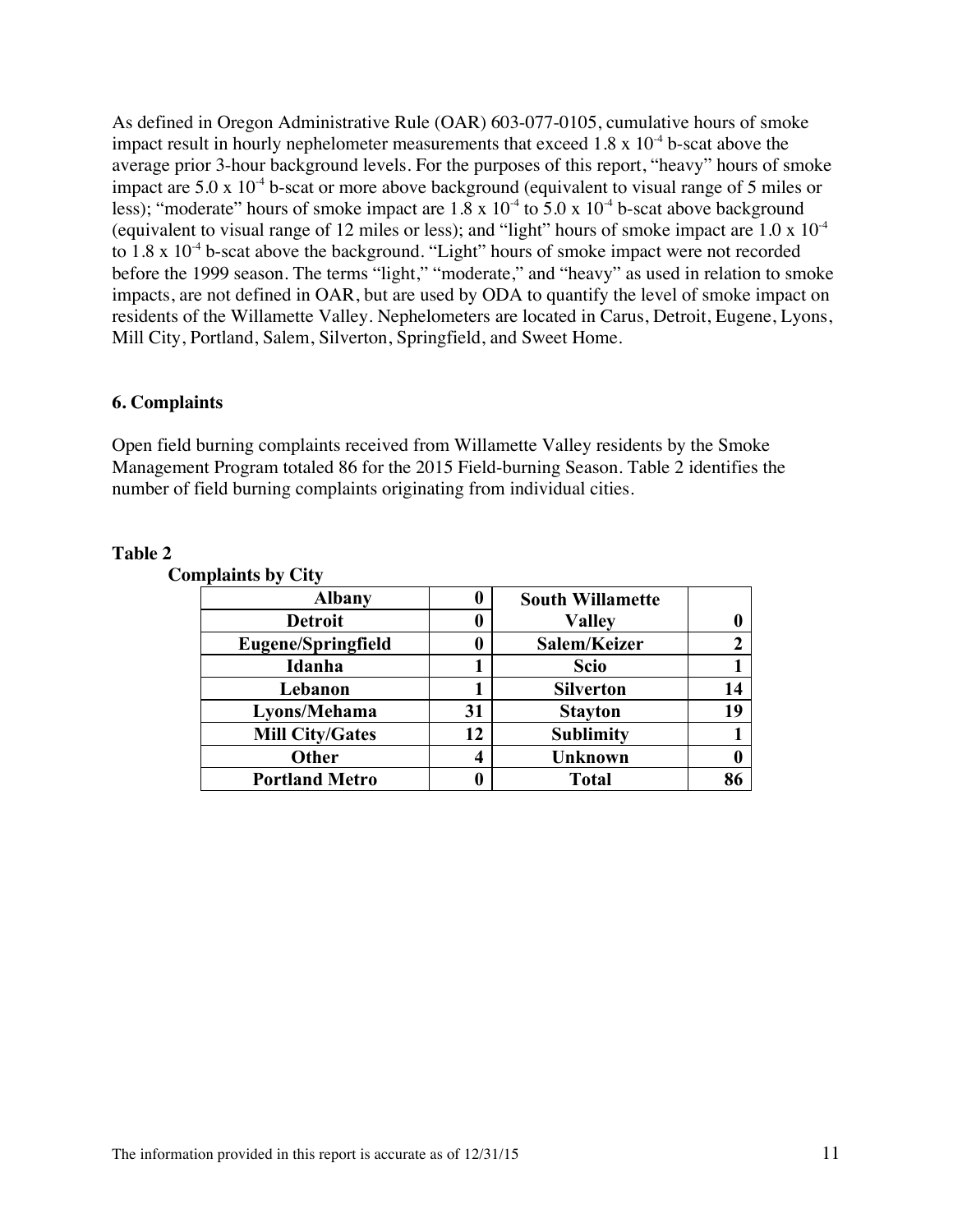As defined in Oregon Administrative Rule (OAR) 603-077-0105, cumulative hours of smoke impact result in hourly nephelometer measurements that exceed $1.8 \times 10^{-4}$ b-scat above the average prior 3-hour background levels. For the purposes of this report, "heavy" hours of smoke impact are $5.0 \times 10^{-4}$ b-scat or more above background (equivalent to visual range of 5 miles or less); "moderate" hours of smoke impact are $1.8 \times 10^{-4}$ to $5.0 \times 10^{-4}$ b-scat above background (equivalent to visual range of 12 miles or less); and "light" hours of smoke impact are $1.0 \times 10^{-4}$ to $1.8 \times 10^{-4}$ b-scat above the background. "Light" hours of smoke impact were not recorded before the 1999 season. The terms "light," "moderate," and "heavy" as used in relation to smoke impacts, are not defined in OAR, but are used by ODA to quantify the level of smoke impact on residents of the Willamette Valley. Nephelometers are located in Carus, Detroit, Eugene, Lyons, Mill City, Portland, Salem, Silverton, Springfield, and Sweet Home.

### 6. Complaints

Open field burning complaints received from Willamette Valley residents by the Smoke Management Program totaled 86 for the 2015 Field-burning Season. Table 2 identifies the number of field burning complaints originating from individual cities.

**Table 2**

**Complaints by City**

| | | | |
|---|---|---|---|
| **Albany** | **0** | **South Willamette Valley** | **0** |
| **Detroit** | **0** | **Salem/Keizer** | **2** |
| **Eugene/Springfield** | **0** | **Scio** | **1** |
| **Idanha** | **1** | **Silverton** | **14** |
| **Lebanon** | **1** | **Stayton** | **19** |
| **Lyons/Mehama** | **31** | **Sublimity** | **1** |
| **Mill City/Gates** | **12** | **Unknown** | **0** |
| **Other** | **4** | **Total** | **86** |
| **Portland Metro** | **0** | | |

The information provided in this report is accurate as of 12/31/15